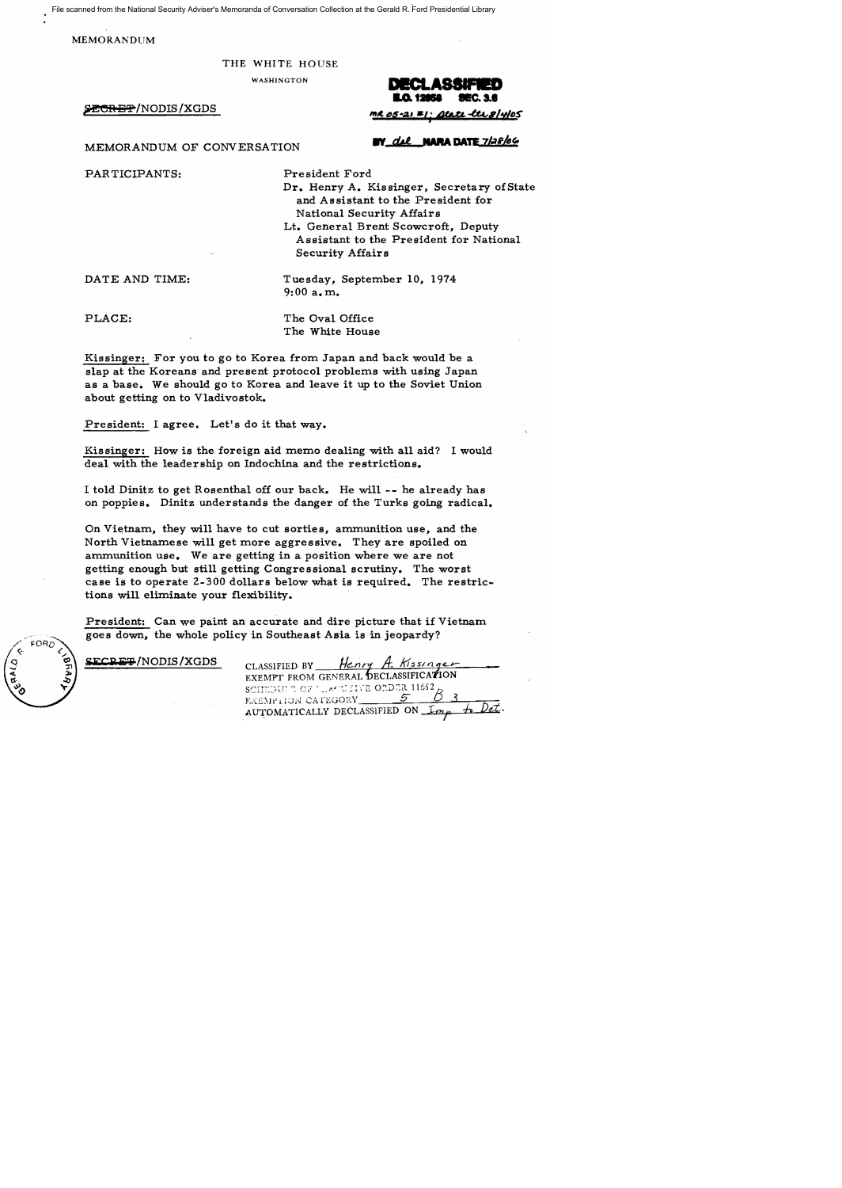File scanned from the National Security Adviser's Memoranda of Conversation Collection at the Gerald R. Ford Presidential Library

MEMORANDUM

THE WHITE HOUSE

WASHINGTON

SECRET/NODIS/XGDS

DECLASSIFIED
E.O. 12958 SEC. 3.6
MR 05-21 #1; State ltr 8/4/05
BY dal NARA DATE 7/28/06

MEMORANDUM OF CONVERSATION

PARTICIPANTS: President Ford

Dr. Henry A. Kissinger, Secretary of State and Assistant to the President for National Security Affairs

Lt. General Brent Scowcroft, Deputy Assistant to the President for National Security Affairs

DATE AND TIME: Tuesday, September 10, 1974
9:00 a.m.

PLACE: The Oval Office
The White House

Kissinger: For you to go to Korea from Japan and back would be a slap at the Koreans and present protocol problems with using Japan as a base. We should go to Korea and leave it up to the Soviet Union about getting on to Vladivostok.

President: I agree. Let's do it that way.

Kissinger: How is the foreign aid memo dealing with all aid? I would deal with the leadership on Indochina and the restrictions.

I told Dinitz to get Rosenthal off our back. He will -- he already has on poppies. Dinitz understands the danger of the Turks going radical.

On Vietnam, they will have to cut sorties, ammunition use, and the North Vietnamese will get more aggressive. They are spoiled on ammunition use. We are getting in a position where we are not getting enough but still getting Congressional scrutiny. The worst case is to operate 2-300 dollars below what is required. The restrictions will eliminate your flexibility.

President: Can we paint an accurate and dire picture that if Vietnam goes down, the whole policy in Southeast Asia is in jeopardy?

SECRET/NODIS/XGDS

CLASSIFIED BY Henry A. Kissinger
EXEMPT FROM GENERAL DECLASSIFICATION
SCHEDULE OF EXECUTIVE ORDER 11652
EXEMPTION CATEGORY 5 B 3
AUTOMATICALLY DECLASSIFIED ON Imp to Det.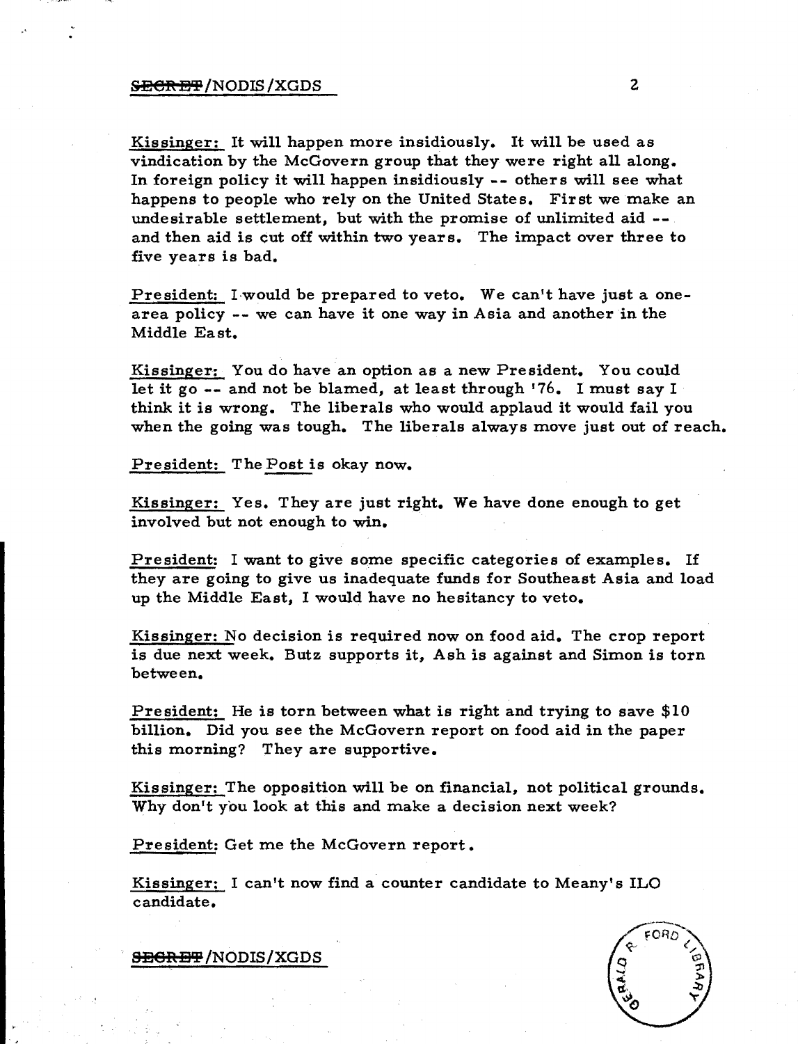Kissinger: It will happen more insidiously. It will be used as vindication by the McGovern group that they were right all along. In foreign policy it will happen insidiously -- others will see what happens to people who rely on the United States. First we make an undesirable settlement, but with the promise of unlimited aid -- and then aid is cut off within two years. The impact over three to five years is bad.

President: I would be prepared to veto. We can't have just a one-area policy -- we can have it one way in Asia and another in the Middle East.

Kissinger: You do have an option as a new President. You could let it go -- and not be blamed, at least through '76. I must say I think it is wrong. The liberals who would applaud it would fail you when the going was tough. The liberals always move just out of reach.

President: The Post is okay now.

Kissinger: Yes. They are just right. We have done enough to get involved but not enough to win.

President: I want to give some specific categories of examples. If they are going to give us inadequate funds for Southeast Asia and load up the Middle East, I would have no hesitancy to veto.

Kissinger: No decision is required now on food aid. The crop report is due next week. Butz supports it, Ash is against and Simon is torn between.

President: He is torn between what is right and trying to save $10 billion. Did you see the McGovern report on food aid in the paper this morning? They are supportive.

Kissinger: The opposition will be on financial, not political grounds. Why don't you look at this and make a decision next week?

President: Get me the McGovern report.

Kissinger: I can't now find a counter candidate to Meany's ILO candidate.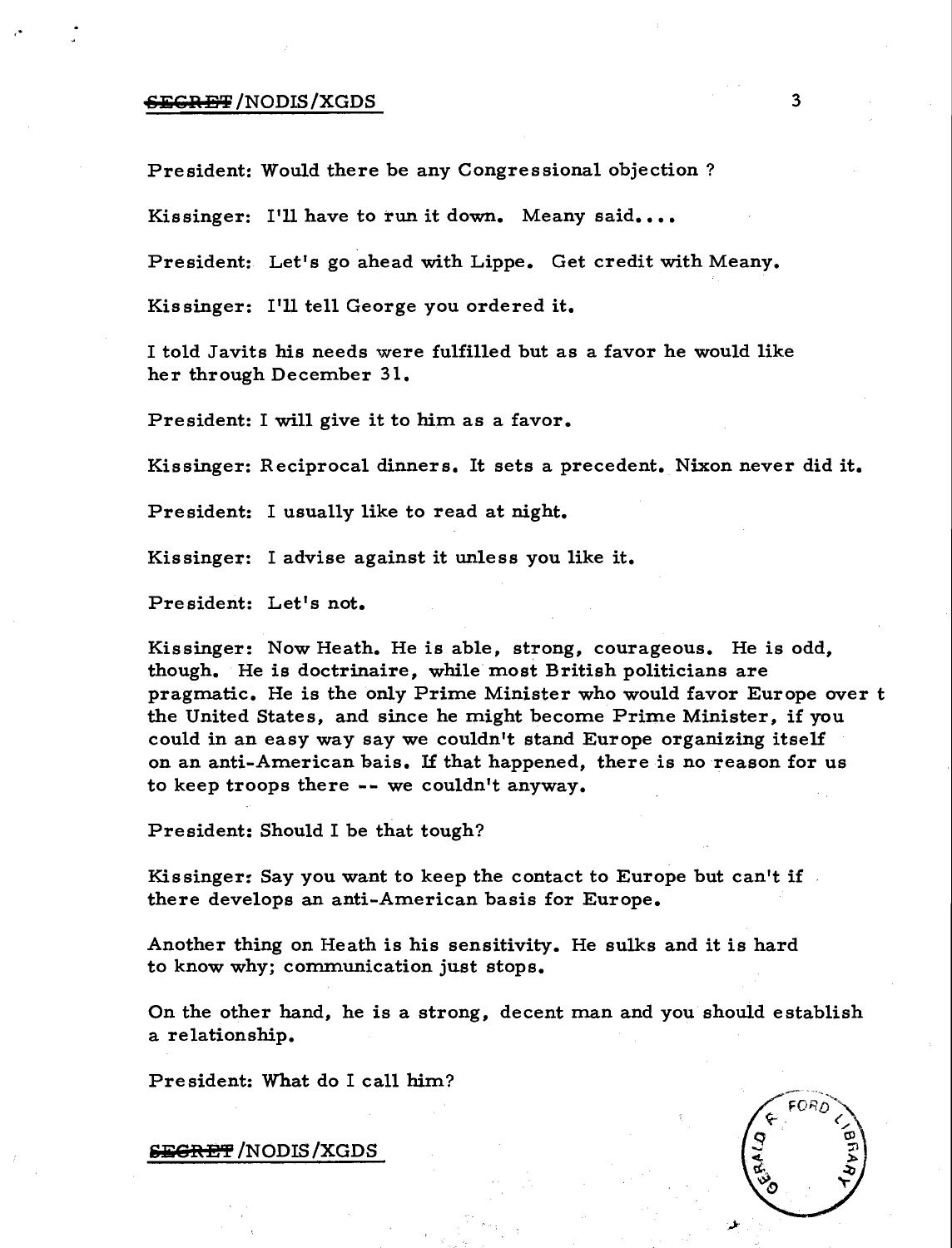President: Would there be any Congressional objection ?

Kissinger: I'll have to run it down. Meany said....

President: Let's go ahead with Lippe. Get credit with Meany.

Kissinger: I'll tell George you ordered it.

I told Javits his needs were fulfilled but as a favor he would like her through December 31.

President: I will give it to him as a favor.

Kissinger: Reciprocal dinners. It sets a precedent. Nixon never did it.

President: I usually like to read at night.

Kissinger: I advise against it unless you like it.

President: Let's not.

Kissinger: Now Heath. He is able, strong, courageous. He is odd, though. He is doctrinaire, while most British politicians are pragmatic. He is the only Prime Minister who would favor Europe over t the United States, and since he might become Prime Minister, if you could in an easy way say we couldn't stand Europe organizing itself on an anti-American bais. If that happened, there is no reason for us to keep troops there -- we couldn't anyway.

President: Should I be that tough?

Kissinger: Say you want to keep the contact to Europe but can't if there develops an anti-American basis for Europe.

Another thing on Heath is his sensitivity. He sulks and it is hard to know why; communication just stops.

On the other hand, he is a strong, decent man and you should establish a relationship.

President: What do I call him?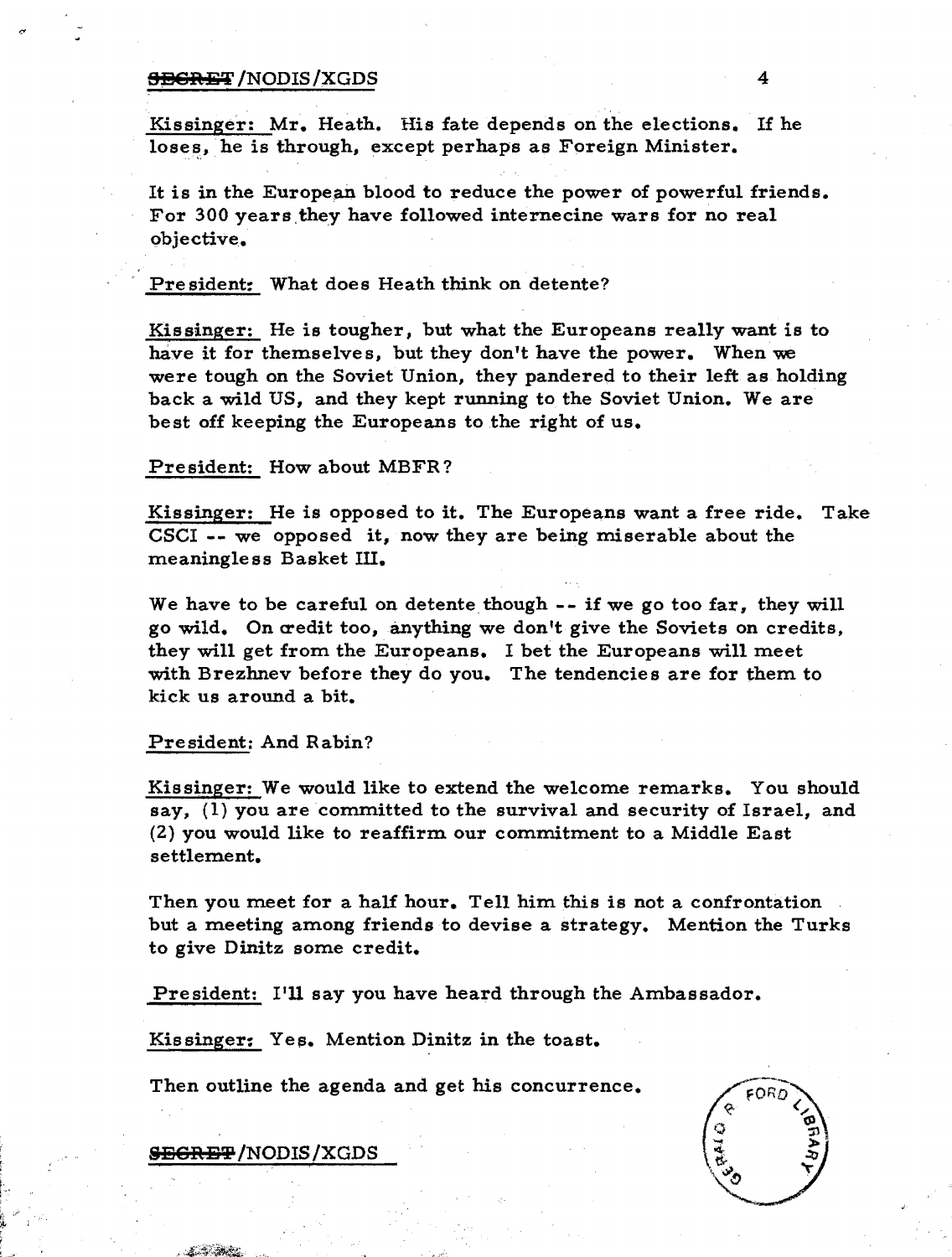Kissinger: Mr. Heath. His fate depends on the elections. If he loses, he is through, except perhaps as Foreign Minister.

It is in the European blood to reduce the power of powerful friends. For 300 years they have followed internecine wars for no real objective.

President: What does Heath think on detente?

Kissinger: He is tougher, but what the Europeans really want is to have it for themselves, but they don't have the power. When we were tough on the Soviet Union, they pandered to their left as holding back a wild US, and they kept running to the Soviet Union. We are best off keeping the Europeans to the right of us.

President: How about MBFR?

Kissinger: He is opposed to it. The Europeans want a free ride. Take CSCI -- we opposed it, now they are being miserable about the meaningless Basket III.

We have to be careful on detente though -- if we go too far, they will go wild. On credit too, anything we don't give the Soviets on credits, they will get from the Europeans. I bet the Europeans will meet with Brezhnev before they do you. The tendencies are for them to kick us around a bit.

President: And Rabin?

Kissinger: We would like to extend the welcome remarks. You should say, (1) you are committed to the survival and security of Israel, and (2) you would like to reaffirm our commitment to a Middle East settlement.

Then you meet for a half hour. Tell him this is not a confrontation but a meeting among friends to devise a strategy. Mention the Turks to give Dinitz some credit.

President: I'll say you have heard through the Ambassador.

Kissinger: Yes. Mention Dinitz in the toast.

Then outline the agenda and get his concurrence.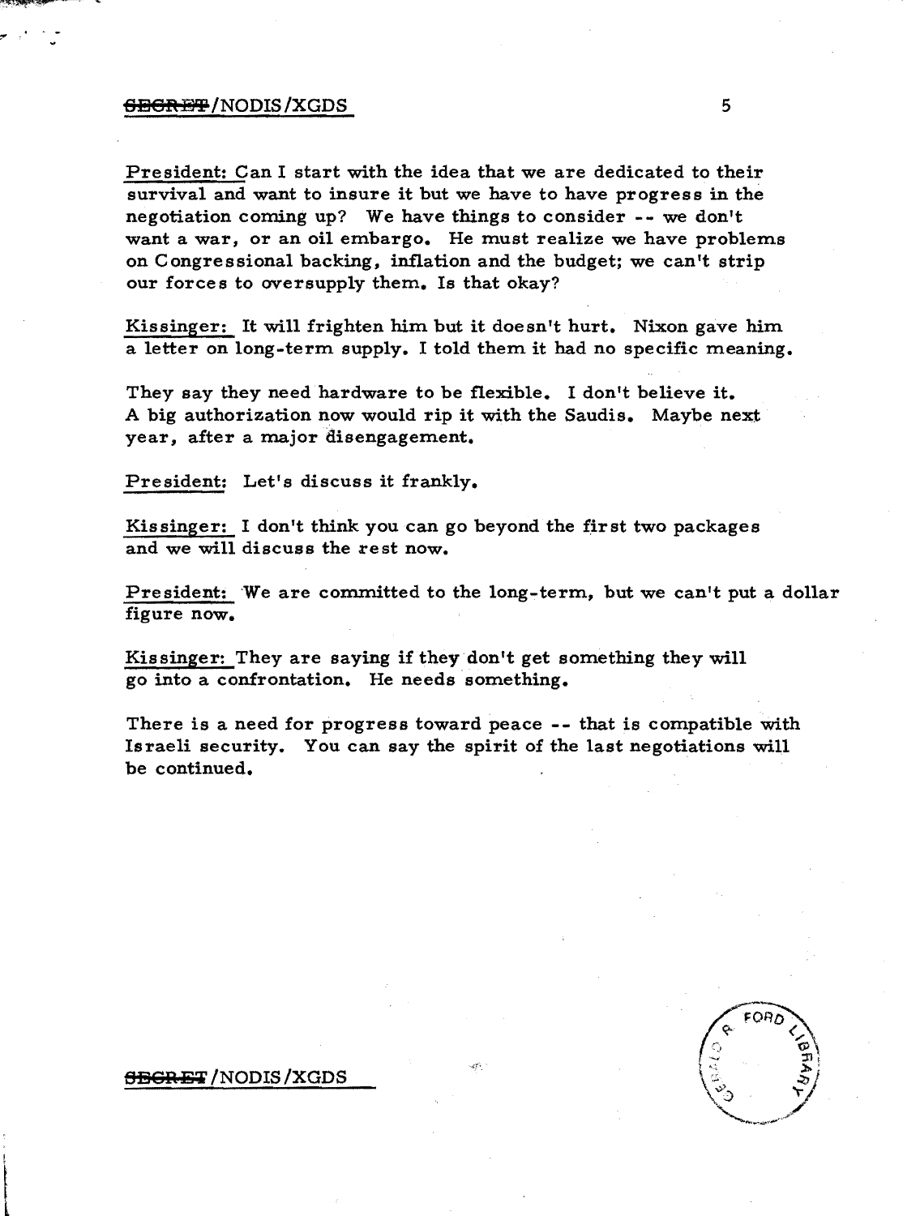President: Can I start with the idea that we are dedicated to their survival and want to insure it but we have to have progress in the negotiation coming up? We have things to consider -- we don't want a war, or an oil embargo. He must realize we have problems on Congressional backing, inflation and the budget; we can't strip our forces to oversupply them. Is that okay?

Kissinger: It will frighten him but it doesn't hurt. Nixon gave him a letter on long-term supply. I told them it had no specific meaning.

They say they need hardware to be flexible. I don't believe it. A big authorization now would rip it with the Saudis. Maybe next year, after a major disengagement.

President: Let's discuss it frankly.

Kissinger: I don't think you can go beyond the first two packages and we will discuss the rest now.

President: We are committed to the long-term, but we can't put a dollar figure now.

Kissinger: They are saying if they don't get something they will go into a confrontation. He needs something.

There is a need for progress toward peace -- that is compatible with Israeli security. You can say the spirit of the last negotiations will be continued.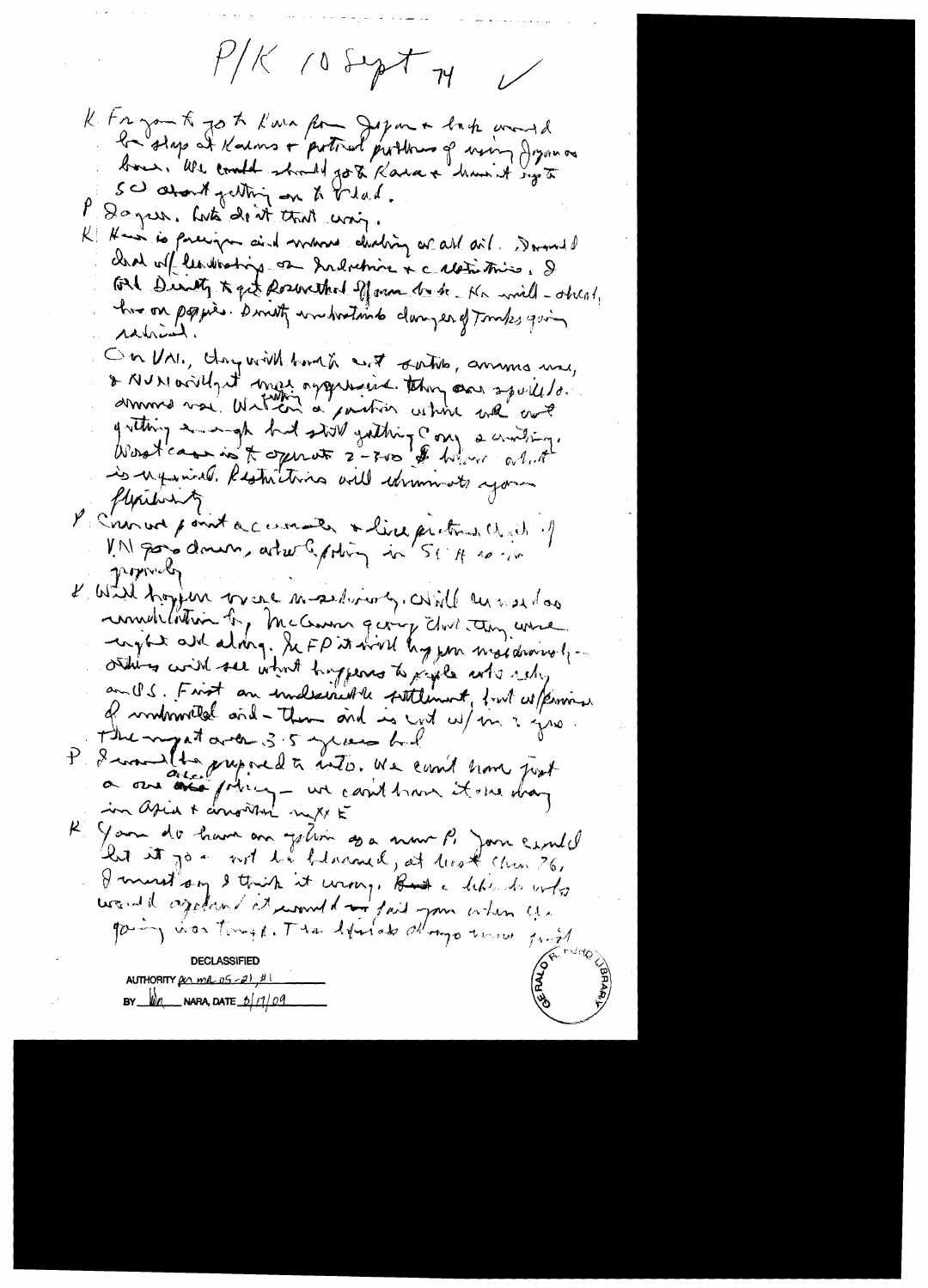P/K 10 Sept 74 ✓

K Ford want to go to Korea from Japan & back would be stop at Korea & potential problems of using Japanese base. We could should go to Korea & leave it up to SU about getting on to Vlad.

P Agree. Let's do it that way.

K Here is paper and memo dealing w/ all oil. I would deal w/ leadership on Indochina & cabinet. I told Dinitz to get Rosenthal off our back. He will — about his on paper. Dinitz understands danger of Turks going ahead.

On VN, they will have to cut forces, ammo use, & NVN will get more aggressive. They are squeezed on ammo use. Watching a position where we are getting enough but still getting down accounting. Worst case is to operate 2-300 & hour at it is required. Restrictions will eliminate your flexibility.

P Cannot paint accurate & live picture. What if VN goes down, what happens in SE A region generally.

K Will happen over indefinitely. Will be used as vindication by McGovern group that they were right all along. In FP it will happen insidiously — others will see what happens to people who rely on U.S. First an unsolvable settlement, but w/ promise of undermined and — then and is cut w/in 2 yrs. The major over 3.5 years but

P I would be prepared to go into. We can't have just a one area policy — we can't have it one way in Asia & another in MidE.

K You do have an option as a new P. You could let it go — not be blamed, at least thru 76. I must say I think it wrong. But a lot of hits who would applaud it would not fail you when the going was tough. The liberals always turn first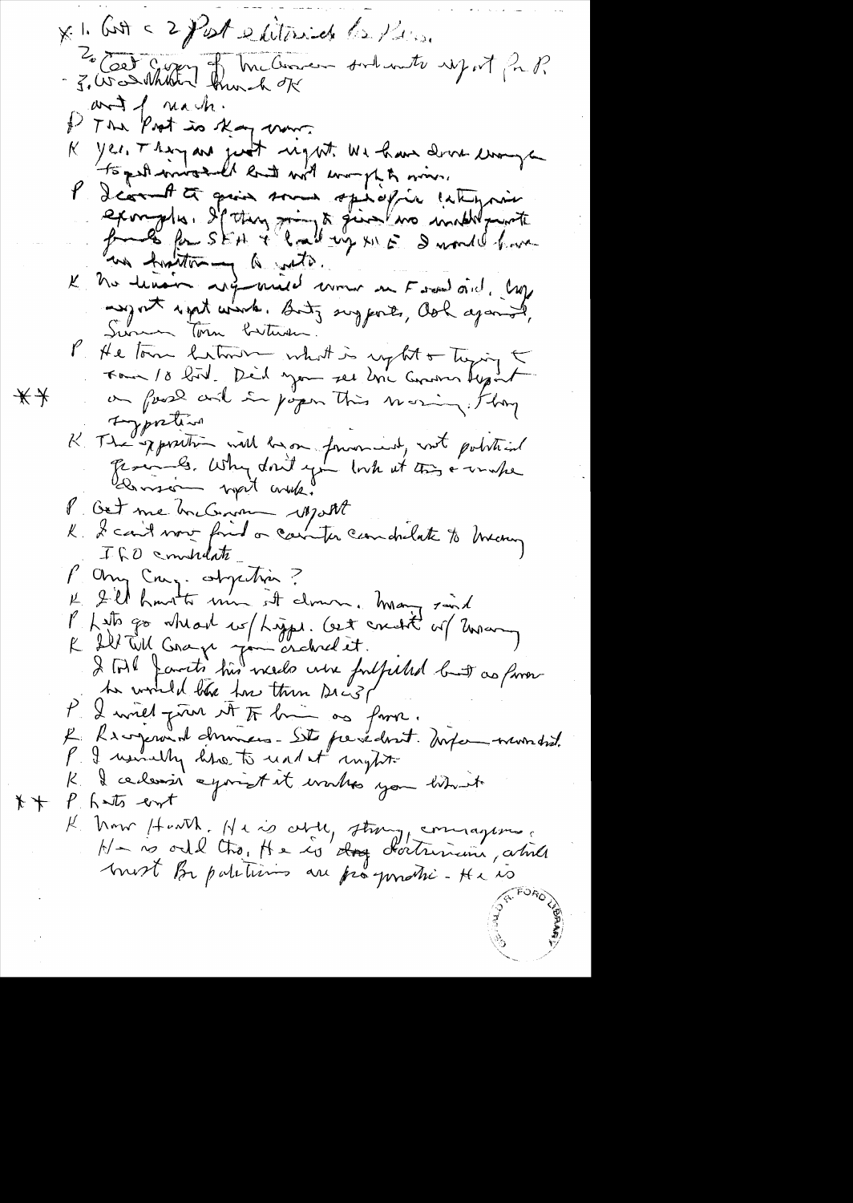×1. Got < 2 Post editorials to Press.
2. Cost Coverage of McGovern settlement report for P.
3. Woodwhite] Hunch OK

and of mark.

P The Post is okay now.

K Yes. They are just right. We have done enough to get involved but not enough to win.

P I cannot to give some specific category examples. If they going to give no matching funds for SEH & lead up XII E I would have no hesitancy to veto.

K No linear agreement were in Food aid. Cong expert report would. Both supports, Ash against, Simon torn between.

P He torn between what is right & trying to tear 10 list. Did you see Sec Connors report on food aid in paper this morning. Flag

** supportive

K The opposition will be on financial, not political grounds. Why don't you look at this & make decision - report would.

P Get me McGovern report

K I can't now find a counter candidate to Macomy IFO candidate

P Any Cong. objection?

K I'll have to run it down. Many said

P Let's go ahead w/ Lippe. Get credit w/ Macomy

K I'll tell Grange you ordered it.

I told Jarrett his needs were fulfilled but as favor he would like him there Dec 3

P I will give it to him as favor.

K Reorganized domains - Site president. Info - wonderful.

P I usually like to read at night.

K I decision against it makes you look at

** P Let's out

K Now Heath. He is able, strong, courageous. He is odd tho. He is ~~dog~~ doctrinaire, while most Br politicians are pragmatic - He is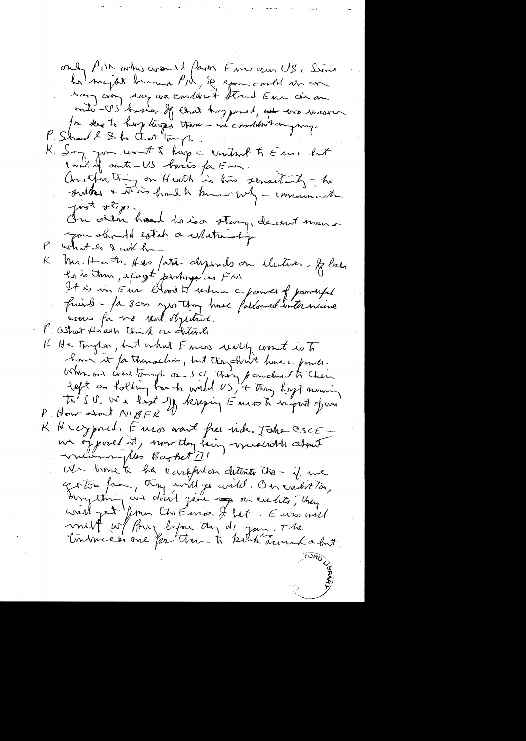only PM who would favor Eur over US. Since he might become PM, so you could in an easy way say we couldn't stand Eur on an anti-US basis. If that happened, we'd have no reason for dee to keep troops there – we couldn't anyway.

P. Should I be that tough.

K. Say you want to keep a contact to Eur but can't if anti-US basis for Eur.

Another thing on Heath is his sensitivity – he sulks + it is hard to know why – communication just stops.

On other hand he is a strong, decent man – you should establish a relationship.

P. What do I call him

K. Mr. Heath. His future depends on elections. If he loses he is through, except perhaps as FM.

It is in Eur blood to retain a power of powerful friends – for 300 years they have followed interneccine wars for no real objective.

P. What Heath think on detente

K. He tougher, but what Euros really want is to have it for themselves, but they don't have a power. When we went through our SU, they pounded to their left as holding back world US, + they kept running to SU. We lost off keeping Euros to import of us.

P. How about MBFR

K. He opposed. Euros want free ride. Take CSCE – we opposed it, now they being unreasonable about meaningless Basket III.

We have to be careful on detente tho – if we go too far, they will go wild. On credits, anything we don't give on credits, they would get from the Euros. I bet a Euro will meet w/ Brez before they do you. The tendencies are for them to kick around a bit.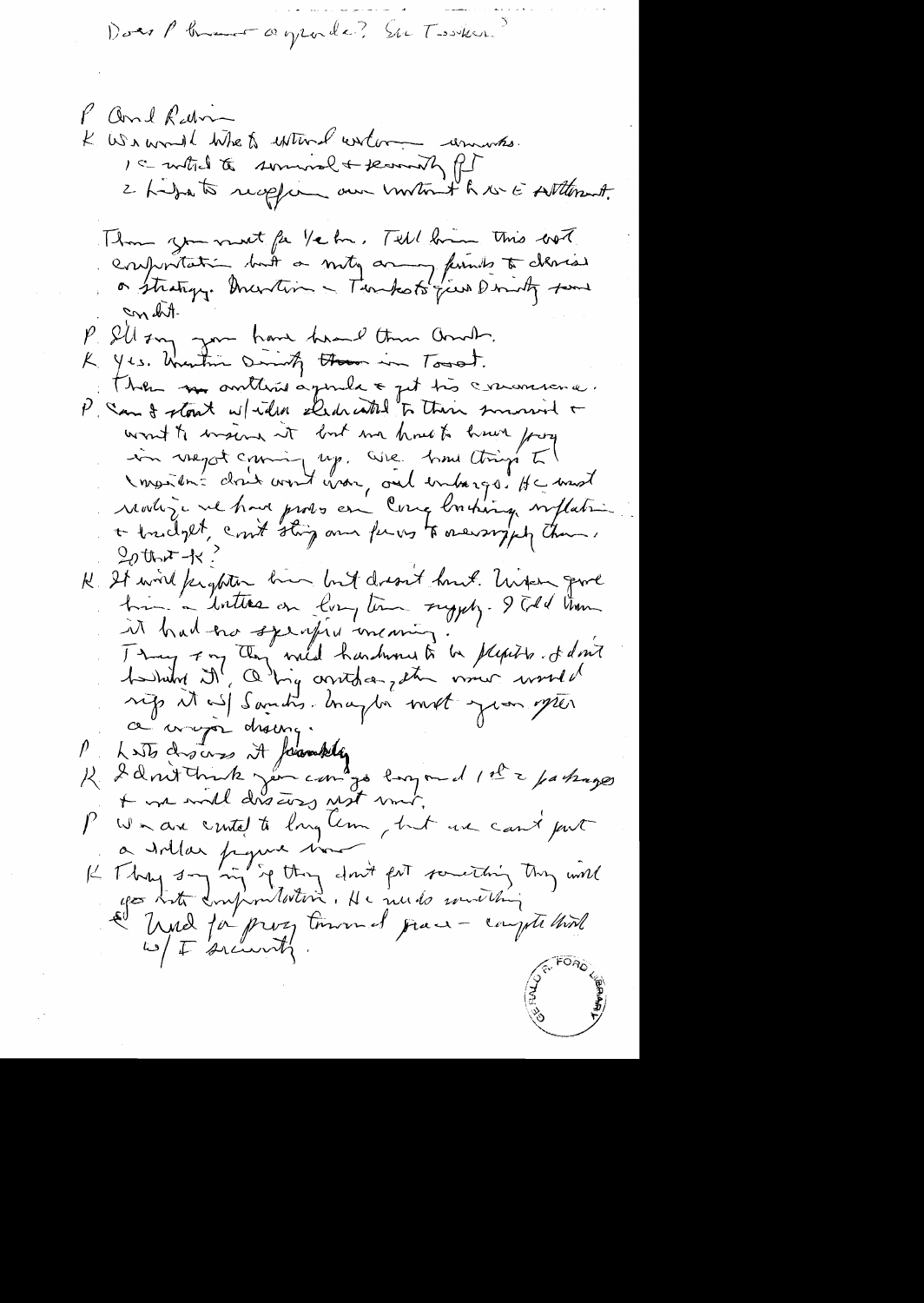Does P know agenda? See Tasker?

P Amb Rabin

K We would like to extend welcome remarks.
1 – wanted to survival & security of I
2 – Hope to reaffirm our commitment to ME settlement.

Then you meet for 1/2 hr. Tell him this not confrontation but a mtg among friends to discuss a strategy. Mention – Tankers given Dinitz some credit.

P. I'll say you have heard them about.
K Yes. Mention Dinitz there in Toast.
Then no another agenda & get his concurrence.

P. Can I start w/ idea dedicated to their survival & want to insure it but we have to have prog in negot coming up. Give how things to consider: don't want war, oil embargo. He must realize we have probs on Cong backing, inflation & budget, can't sling our funds to oversupply them. Go that -K?

K. It will frighten him but doesn't hurt. Nixon gave him a letter on long term supply. I told them it had no specific meaning.
They say they need hardware to be flexible. I don't believe it. A big arms deal, the more would rip it w/ Soviets. Maybe meet your after a major drawing.

P Lets discuss it frankly
K I don't think you can go beyond 1st 2 packages & we will discuss next mo.

P We are committed to long term, but we can't put a dollar figure now

K They say if they don't get something they will go into confrontation. He needs something & need for prog toward peace – compatible w/ I security.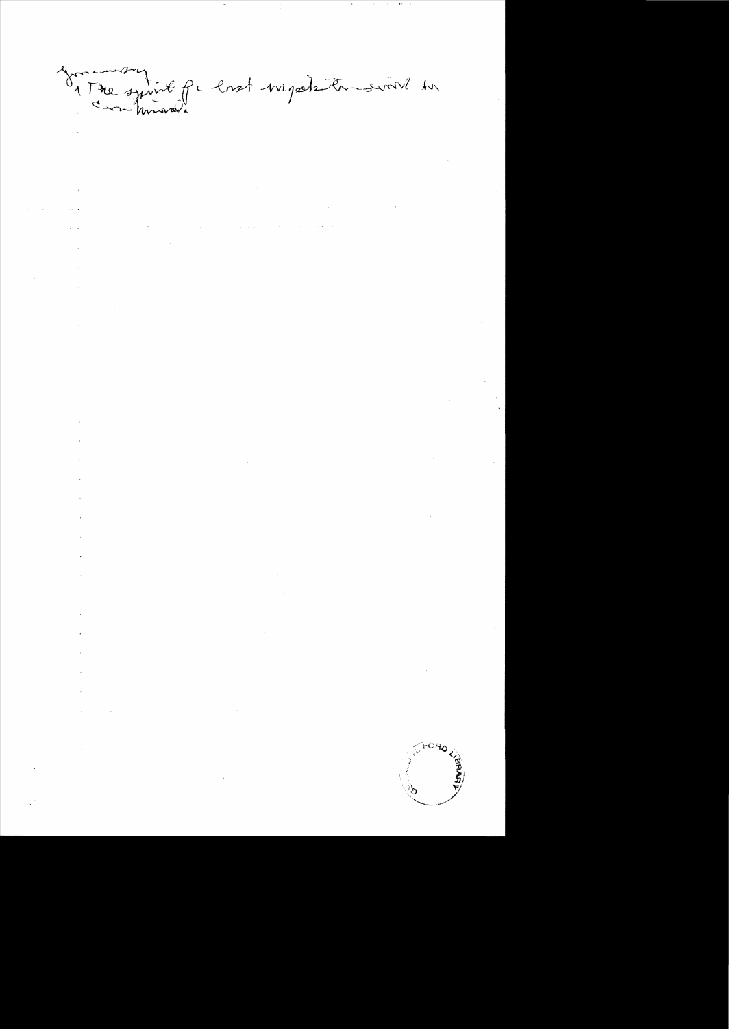Germany
1 The spirit of the last negotiations would be continued.